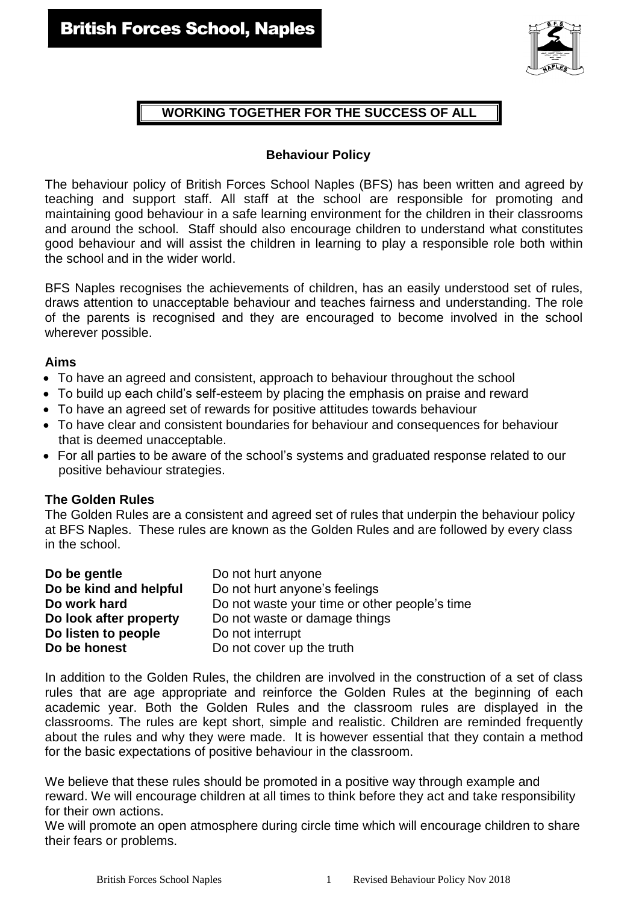# British Forces School, Naples

**WORKING TOGETHER FOR THE SUCCESS OF ALL**

## Behaviour Policy

The behaviour policy of British Forces School Naples (BFS) has been written and agreed by teaching and support staff. All staff at the school are responsible for promoting and maintaining good behaviour in a safe learning environment for the children in their classrooms and around the school. Staff should also encourage children to understand what constitutes good behaviour and will assist the children in learning to play a responsible role both within the school and in the wider world.

BFS Naples recognises the achievements of children, has an easily understood set of rules, draws attention to unacceptable behaviour and teaches fairness and understanding. The role of the parents is recognised and they are encouraged to become involved in the school wherever possible.

### Aims

- To have an agreed and consistent, approach to behaviour throughout the school
- To build up each child's self-esteem by placing the emphasis on praise and reward
- To have an agreed set of rewards for positive attitudes towards behaviour
- To have clear and consistent boundaries for behaviour and consequences for behaviour that is deemed unacceptable.
- For all parties to be aware of the school's systems and graduated response related to our positive behaviour strategies.

### The Golden Rules

The Golden Rules are a consistent and agreed set of rules that underpin the behaviour policy at BFS Naples. These rules are known as the Golden Rules and are followed by every class in the school.

| | |
|---|---|
| **Do be gentle** | Do not hurt anyone |
| **Do be kind and helpful** | Do not hurt anyone's feelings |
| **Do work hard** | Do not waste your time or other people's time |
| **Do look after property** | Do not waste or damage things |
| **Do listen to people** | Do not interrupt |
| **Do be honest** | Do not cover up the truth |

In addition to the Golden Rules, the children are involved in the construction of a set of class rules that are age appropriate and reinforce the Golden Rules at the beginning of each academic year. Both the Golden Rules and the classroom rules are displayed in the classrooms. The rules are kept short, simple and realistic. Children are reminded frequently about the rules and why they were made. It is however essential that they contain a method for the basic expectations of positive behaviour in the classroom.

We believe that these rules should be promoted in a positive way through example and reward. We will encourage children at all times to think before they act and take responsibility for their own actions.

We will promote an open atmosphere during circle time which will encourage children to share their fears or problems.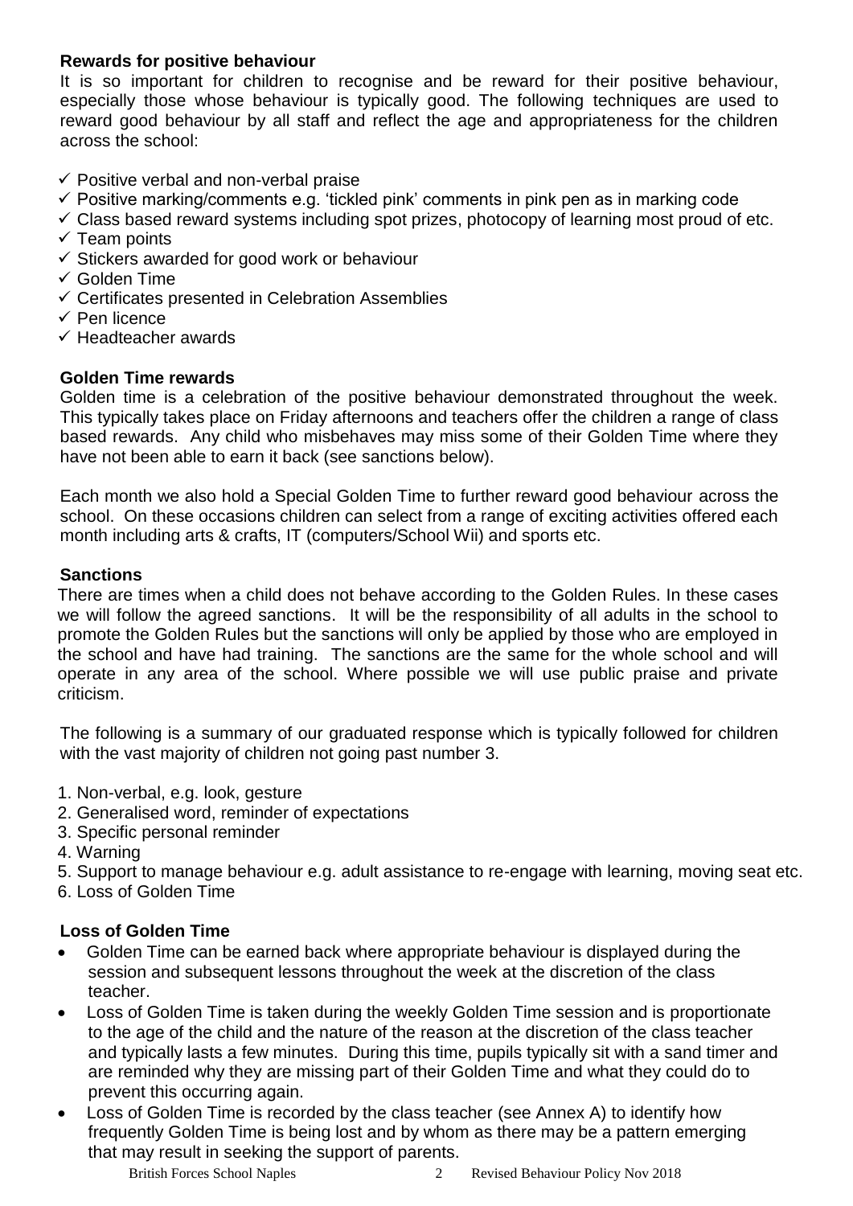**Rewards for positive behaviour**

It is so important for children to recognise and be reward for their positive behaviour, especially those whose behaviour is typically good. The following techniques are used to reward good behaviour by all staff and reflect the age and appropriateness for the children across the school:

- ✓ Positive verbal and non-verbal praise
- ✓ Positive marking/comments e.g. 'tickled pink' comments in pink pen as in marking code
- ✓ Class based reward systems including spot prizes, photocopy of learning most proud of etc.
- ✓ Team points
- ✓ Stickers awarded for good work or behaviour
- ✓ Golden Time
- ✓ Certificates presented in Celebration Assemblies
- ✓ Pen licence
- ✓ Headteacher awards

**Golden Time rewards**

Golden time is a celebration of the positive behaviour demonstrated throughout the week. This typically takes place on Friday afternoons and teachers offer the children a range of class based rewards. Any child who misbehaves may miss some of their Golden Time where they have not been able to earn it back (see sanctions below).

Each month we also hold a Special Golden Time to further reward good behaviour across the school. On these occasions children can select from a range of exciting activities offered each month including arts & crafts, IT (computers/School Wii) and sports etc.

**Sanctions**

There are times when a child does not behave according to the Golden Rules. In these cases we will follow the agreed sanctions. It will be the responsibility of all adults in the school to promote the Golden Rules but the sanctions will only be applied by those who are employed in the school and have had training. The sanctions are the same for the whole school and will operate in any area of the school. Where possible we will use public praise and private criticism.

The following is a summary of our graduated response which is typically followed for children with the vast majority of children not going past number 3.

1. Non-verbal, e.g. look, gesture
2. Generalised word, reminder of expectations
3. Specific personal reminder
4. Warning
5. Support to manage behaviour e.g. adult assistance to re-engage with learning, moving seat etc.
6. Loss of Golden Time

**Loss of Golden Time**

- Golden Time can be earned back where appropriate behaviour is displayed during the session and subsequent lessons throughout the week at the discretion of the class teacher.
- Loss of Golden Time is taken during the weekly Golden Time session and is proportionate to the age of the child and the nature of the reason at the discretion of the class teacher and typically lasts a few minutes. During this time, pupils typically sit with a sand timer and are reminded why they are missing part of their Golden Time and what they could do to prevent this occurring again.
- Loss of Golden Time is recorded by the class teacher (see Annex A) to identify how frequently Golden Time is being lost and by whom as there may be a pattern emerging that may result in seeking the support of parents.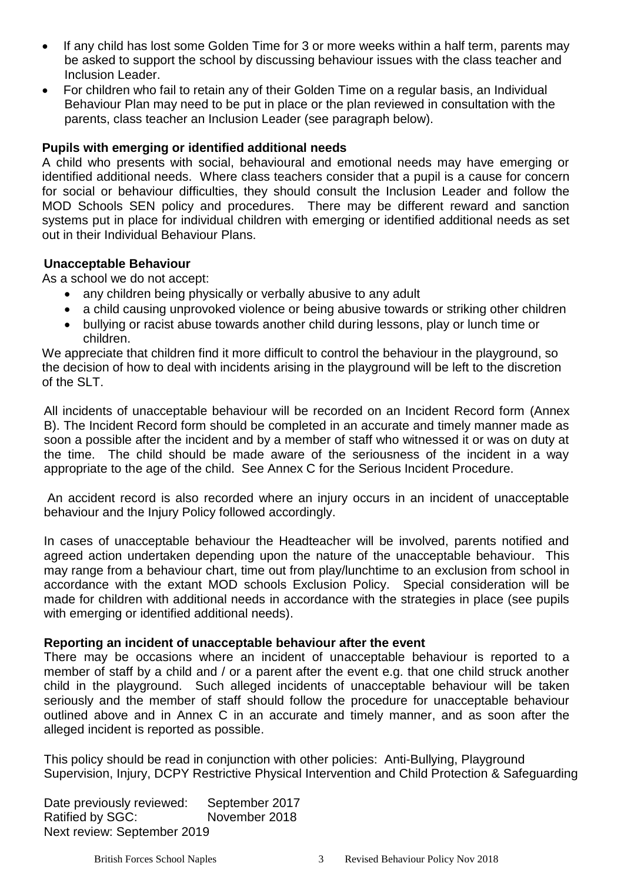- If any child has lost some Golden Time for 3 or more weeks within a half term, parents may be asked to support the school by discussing behaviour issues with the class teacher and Inclusion Leader.
- For children who fail to retain any of their Golden Time on a regular basis, an Individual Behaviour Plan may need to be put in place or the plan reviewed in consultation with the parents, class teacher an Inclusion Leader (see paragraph below).

**Pupils with emerging or identified additional needs**

A child who presents with social, behavioural and emotional needs may have emerging or identified additional needs. Where class teachers consider that a pupil is a cause for concern for social or behaviour difficulties, they should consult the Inclusion Leader and follow the MOD Schools SEN policy and procedures. There may be different reward and sanction systems put in place for individual children with emerging or identified additional needs as set out in their Individual Behaviour Plans.

**Unacceptable Behaviour**

As a school we do not accept:

- any children being physically or verbally abusive to any adult
- a child causing unprovoked violence or being abusive towards or striking other children
- bullying or racist abuse towards another child during lessons, play or lunch time or children.

We appreciate that children find it more difficult to control the behaviour in the playground, so the decision of how to deal with incidents arising in the playground will be left to the discretion of the SLT.

All incidents of unacceptable behaviour will be recorded on an Incident Record form (Annex B). The Incident Record form should be completed in an accurate and timely manner made as soon a possible after the incident and by a member of staff who witnessed it or was on duty at the time. The child should be made aware of the seriousness of the incident in a way appropriate to the age of the child. See Annex C for the Serious Incident Procedure.

An accident record is also recorded where an injury occurs in an incident of unacceptable behaviour and the Injury Policy followed accordingly.

In cases of unacceptable behaviour the Headteacher will be involved, parents notified and agreed action undertaken depending upon the nature of the unacceptable behaviour. This may range from a behaviour chart, time out from play/lunchtime to an exclusion from school in accordance with the extant MOD schools Exclusion Policy. Special consideration will be made for children with additional needs in accordance with the strategies in place (see pupils with emerging or identified additional needs).

**Reporting an incident of unacceptable behaviour after the event**

There may be occasions where an incident of unacceptable behaviour is reported to a member of staff by a child and / or a parent after the event e.g. that one child struck another child in the playground. Such alleged incidents of unacceptable behaviour will be taken seriously and the member of staff should follow the procedure for unacceptable behaviour outlined above and in Annex C in an accurate and timely manner, and as soon after the alleged incident is reported as possible.

This policy should be read in conjunction with other policies: Anti-Bullying, Playground Supervision, Injury, DCPY Restrictive Physical Intervention and Child Protection & Safeguarding

Date previously reviewed: September 2017
Ratified by SGC: November 2018
Next review: September 2019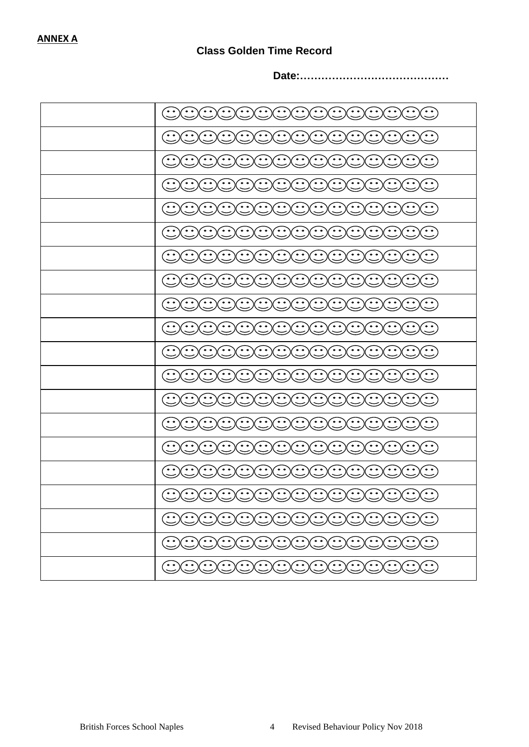**ANNEX A**

**Class Golden Time Record**

**Date:……………………………………**

| | |
|---|---|
| | ☺☺☺☺☺☺☺☺☺☺☺☺☺☺☺ |
| | ☺☺☺☺☺☺☺☺☺☺☺☺☺☺☺ |
| | ☺☺☺☺☺☺☺☺☺☺☺☺☺☺☺ |
| | ☺☺☺☺☺☺☺☺☺☺☺☺☺☺☺ |
| | ☺☺☺☺☺☺☺☺☺☺☺☺☺☺☺ |
| | ☺☺☺☺☺☺☺☺☺☺☺☺☺☺☺ |
| | ☺☺☺☺☺☺☺☺☺☺☺☺☺☺☺ |
| | ☺☺☺☺☺☺☺☺☺☺☺☺☺☺☺ |
| | ☺☺☺☺☺☺☺☺☺☺☺☺☺☺☺ |
| | ☺☺☺☺☺☺☺☺☺☺☺☺☺☺☺ |
| | ☺☺☺☺☺☺☺☺☺☺☺☺☺☺☺ |
| | ☺☺☺☺☺☺☺☺☺☺☺☺☺☺☺ |
| | ☺☺☺☺☺☺☺☺☺☺☺☺☺☺☺ |
| | ☺☺☺☺☺☺☺☺☺☺☺☺☺☺☺ |
| | ☺☺☺☺☺☺☺☺☺☺☺☺☺☺☺ |
| | ☺☺☺☺☺☺☺☺☺☺☺☺☺☺☺ |
| | ☺☺☺☺☺☺☺☺☺☺☺☺☺☺☺ |
| | ☺☺☺☺☺☺☺☺☺☺☺☺☺☺☺ |
| | ☺☺☺☺☺☺☺☺☺☺☺☺☺☺☺ |
| | ☺☺☺☺☺☺☺☺☺☺☺☺☺☺☺ |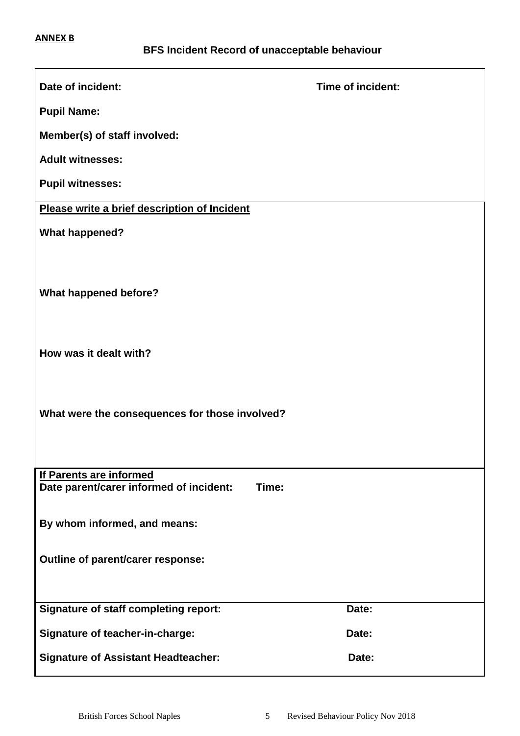**ANNEX B**

## BFS Incident Record of unacceptable behaviour

**Date of incident:** **Time of incident:**

**Pupil Name:**

**Member(s) of staff involved:**

**Adult witnesses:**

**Pupil witnesses:**

**Please write a brief description of Incident**

**What happened?**

**What happened before?**

**How was it dealt with?**

**What were the consequences for those involved?**

**If Parents are informed**

**Date parent/carer informed of incident:** **Time:**

**By whom informed, and means:**

**Outline of parent/carer response:**

**Signature of staff completing report:** **Date:**

**Signature of teacher-in-charge:** **Date:**

**Signature of Assistant Headteacher:** **Date:**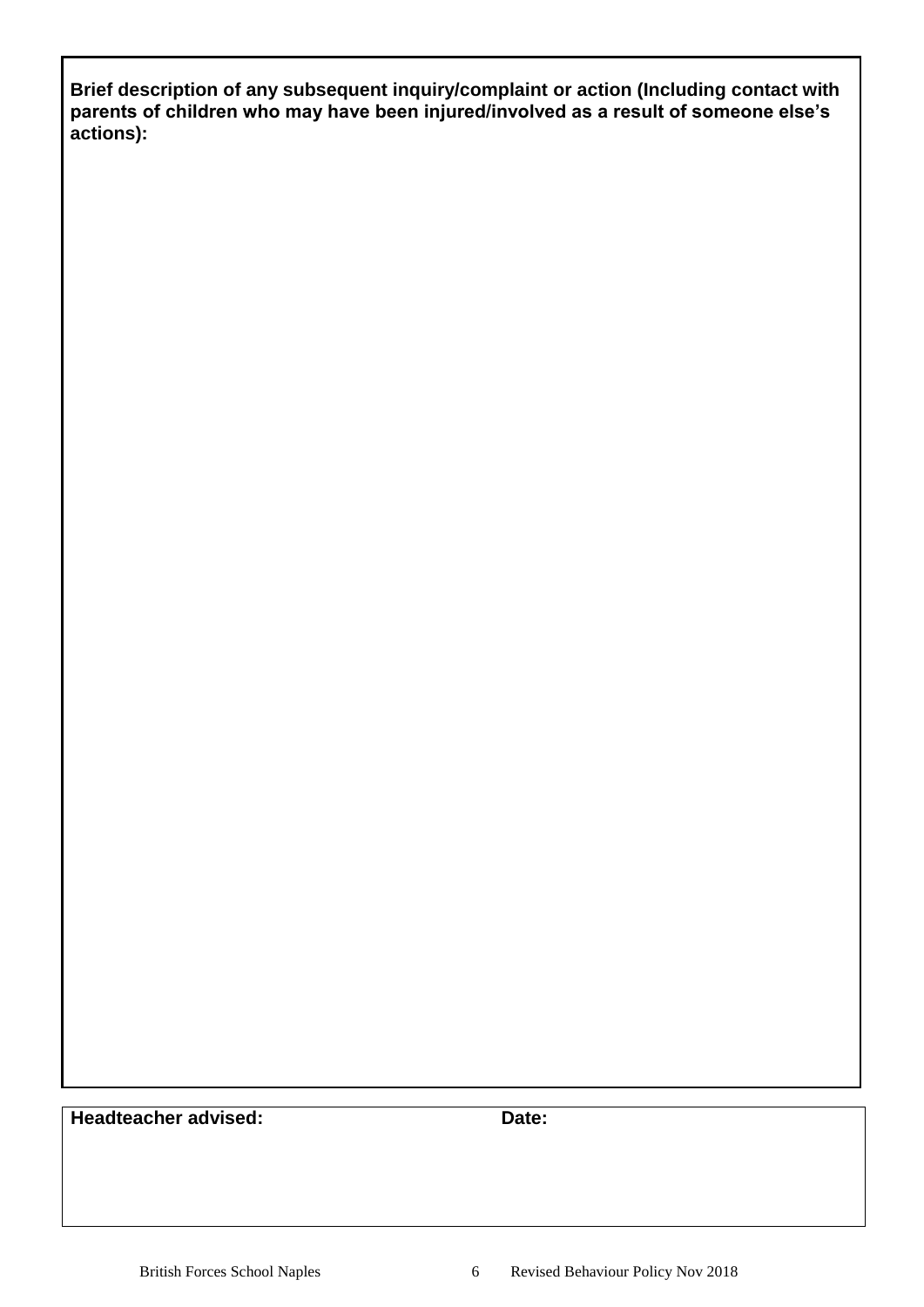**Brief description of any subsequent inquiry/complaint or action (Including contact with parents of children who may have been injured/involved as a result of someone else's actions):**

| **Headteacher advised:** | **Date:** |
| --- | --- |
| | |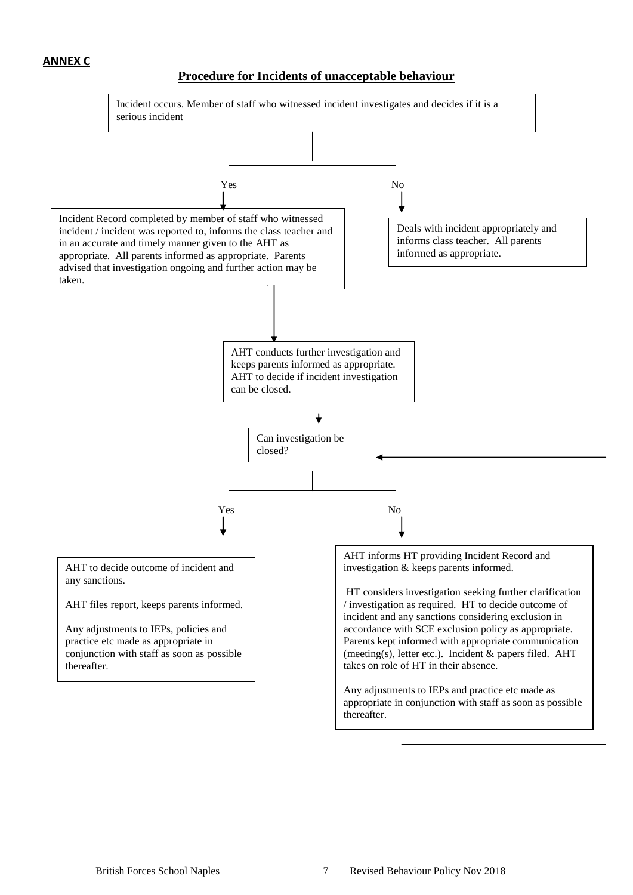**ANNEX C**

## Procedure for Incidents of unacceptable behaviour

Incident occurs. Member of staff who witnessed incident investigates and decides if it is a serious incident

Yes

Incident Record completed by member of staff who witnessed incident / incident was reported to, informs the class teacher and in an accurate and timely manner given to the AHT as appropriate. All parents informed as appropriate. Parents advised that investigation ongoing and further action may be taken.

No

Deals with incident appropriately and informs class teacher. All parents informed as appropriate.

AHT conducts further investigation and keeps parents informed as appropriate. AHT to decide if incident investigation can be closed.

Can investigation be closed?

Yes

AHT to decide outcome of incident and any sanctions.

AHT files report, keeps parents informed.

Any adjustments to IEPs, policies and practice etc made as appropriate in conjunction with staff as soon as possible thereafter.

No

AHT informs HT providing Incident Record and investigation & keeps parents informed.

HT considers investigation seeking further clarification / investigation as required. HT to decide outcome of incident and any sanctions considering exclusion in accordance with SCE exclusion policy as appropriate. Parents kept informed with appropriate communication (meeting(s), letter etc.). Incident & papers filed. AHT takes on role of HT in their absence.

Any adjustments to IEPs and practice etc made as appropriate in conjunction with staff as soon as possible thereafter.